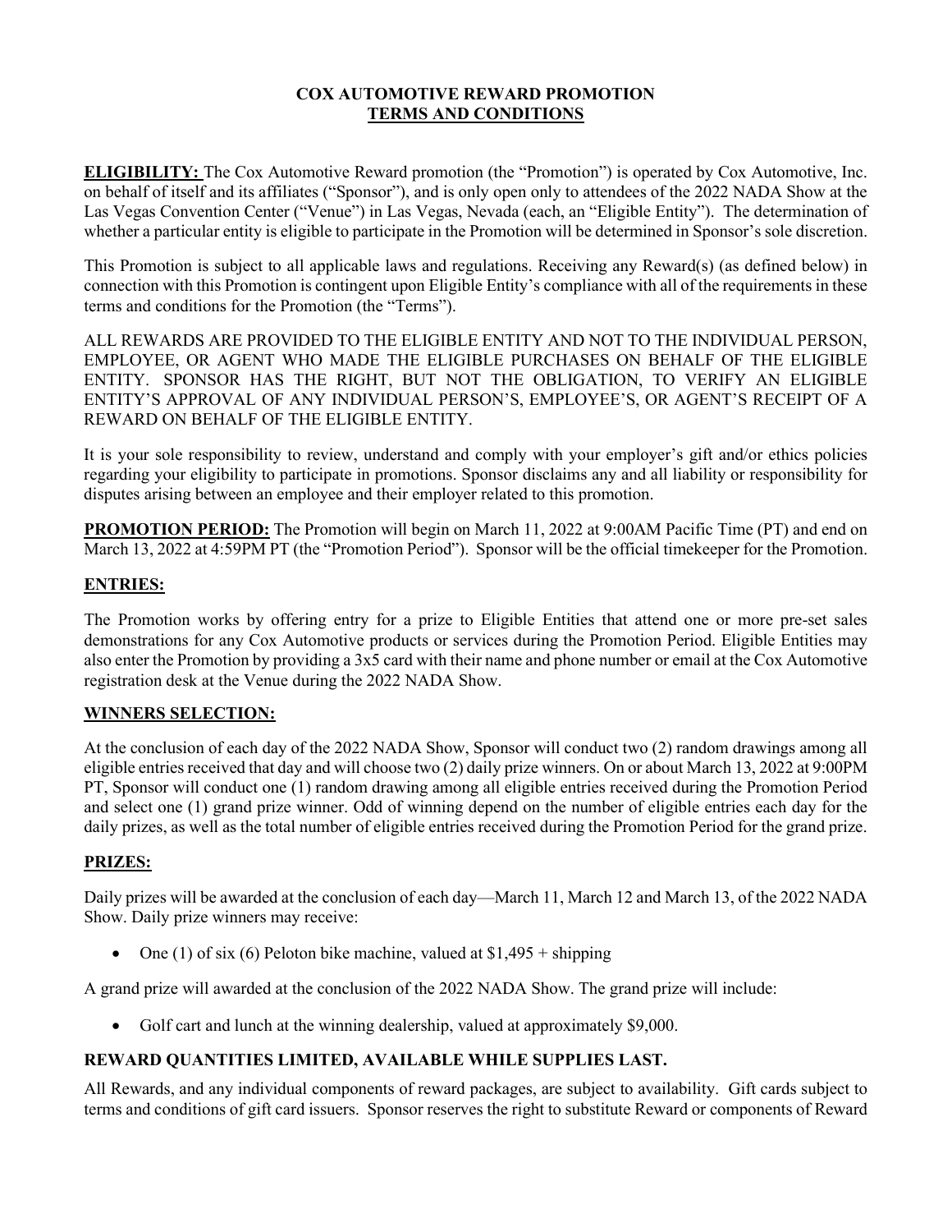**COX AUTOMOTIVE REWARD PROMOTION**
**TERMS AND CONDITIONS**

**ELIGIBILITY:** The Cox Automotive Reward promotion (the "Promotion") is operated by Cox Automotive, Inc. on behalf of itself and its affiliates ("Sponsor"), and is only open only to attendees of the 2022 NADA Show at the Las Vegas Convention Center ("Venue") in Las Vegas, Nevada (each, an "Eligible Entity"). The determination of whether a particular entity is eligible to participate in the Promotion will be determined in Sponsor's sole discretion.

This Promotion is subject to all applicable laws and regulations. Receiving any Reward(s) (as defined below) in connection with this Promotion is contingent upon Eligible Entity's compliance with all of the requirements in these terms and conditions for the Promotion (the "Terms").

ALL REWARDS ARE PROVIDED TO THE ELIGIBLE ENTITY AND NOT TO THE INDIVIDUAL PERSON, EMPLOYEE, OR AGENT WHO MADE THE ELIGIBLE PURCHASES ON BEHALF OF THE ELIGIBLE ENTITY. SPONSOR HAS THE RIGHT, BUT NOT THE OBLIGATION, TO VERIFY AN ELIGIBLE ENTITY'S APPROVAL OF ANY INDIVIDUAL PERSON'S, EMPLOYEE'S, OR AGENT'S RECEIPT OF A REWARD ON BEHALF OF THE ELIGIBLE ENTITY.

It is your sole responsibility to review, understand and comply with your employer's gift and/or ethics policies regarding your eligibility to participate in promotions. Sponsor disclaims any and all liability or responsibility for disputes arising between an employee and their employer related to this promotion.

**PROMOTION PERIOD:** The Promotion will begin on March 11, 2022 at 9:00AM Pacific Time (PT) and end on March 13, 2022 at 4:59PM PT (the "Promotion Period"). Sponsor will be the official timekeeper for the Promotion.

## ENTRIES:

The Promotion works by offering entry for a prize to Eligible Entities that attend one or more pre-set sales demonstrations for any Cox Automotive products or services during the Promotion Period. Eligible Entities may also enter the Promotion by providing a 3x5 card with their name and phone number or email at the Cox Automotive registration desk at the Venue during the 2022 NADA Show.

## WINNERS SELECTION:

At the conclusion of each day of the 2022 NADA Show, Sponsor will conduct two (2) random drawings among all eligible entries received that day and will choose two (2) daily prize winners. On or about March 13, 2022 at 9:00PM PT, Sponsor will conduct one (1) random drawing among all eligible entries received during the Promotion Period and select one (1) grand prize winner. Odd of winning depend on the number of eligible entries each day for the daily prizes, as well as the total number of eligible entries received during the Promotion Period for the grand prize.

## PRIZES:

Daily prizes will be awarded at the conclusion of each day—March 11, March 12 and March 13, of the 2022 NADA Show. Daily prize winners may receive:

- One (1) of six (6) Peloton bike machine, valued at $1,495 + shipping

A grand prize will awarded at the conclusion of the 2022 NADA Show. The grand prize will include:

- Golf cart and lunch at the winning dealership, valued at approximately $9,000.

**REWARD QUANTITIES LIMITED, AVAILABLE WHILE SUPPLIES LAST.**

All Rewards, and any individual components of reward packages, are subject to availability. Gift cards subject to terms and conditions of gift card issuers. Sponsor reserves the right to substitute Reward or components of Reward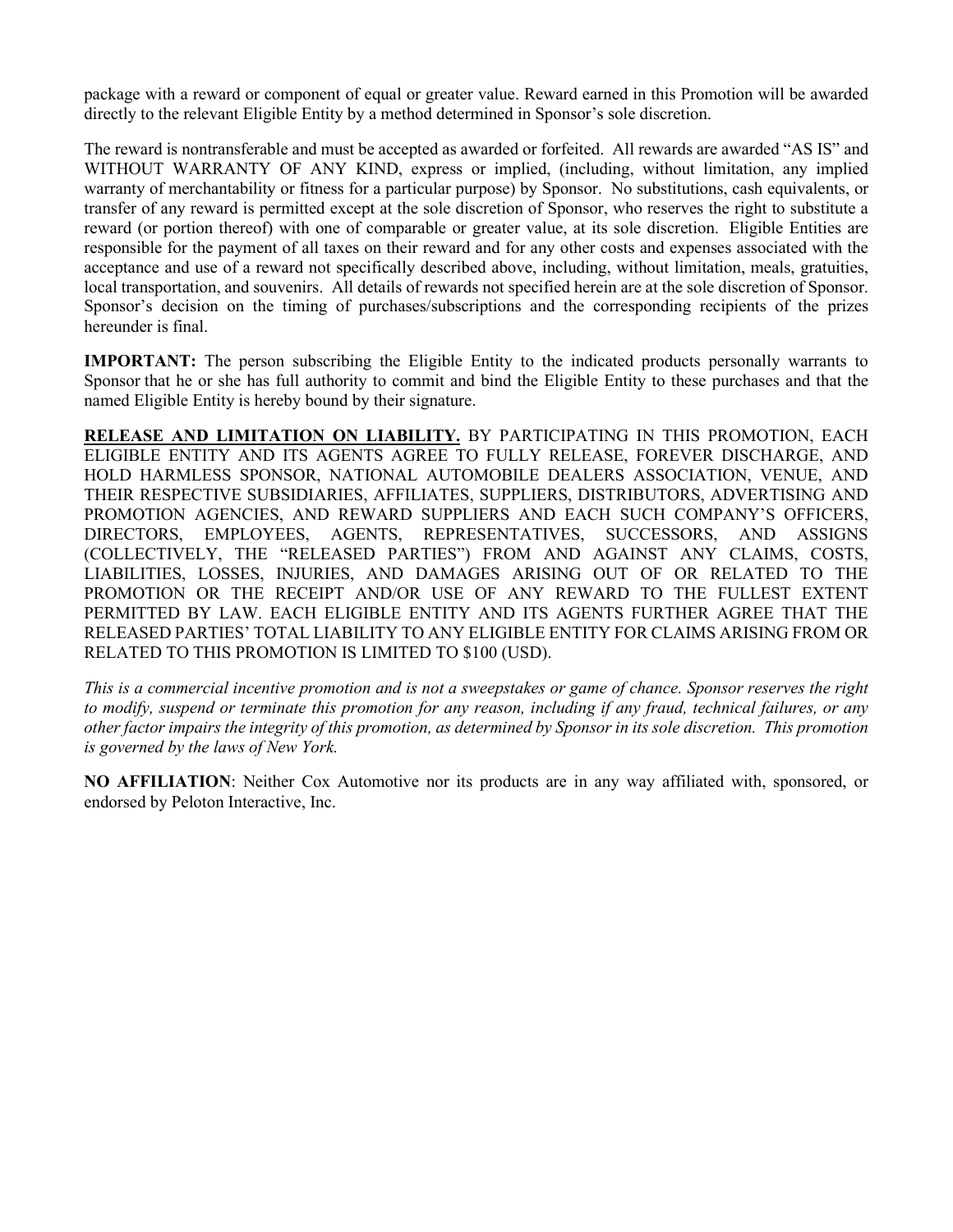package with a reward or component of equal or greater value. Reward earned in this Promotion will be awarded directly to the relevant Eligible Entity by a method determined in Sponsor's sole discretion.

The reward is nontransferable and must be accepted as awarded or forfeited. All rewards are awarded "AS IS" and WITHOUT WARRANTY OF ANY KIND, express or implied, (including, without limitation, any implied warranty of merchantability or fitness for a particular purpose) by Sponsor. No substitutions, cash equivalents, or transfer of any reward is permitted except at the sole discretion of Sponsor, who reserves the right to substitute a reward (or portion thereof) with one of comparable or greater value, at its sole discretion. Eligible Entities are responsible for the payment of all taxes on their reward and for any other costs and expenses associated with the acceptance and use of a reward not specifically described above, including, without limitation, meals, gratuities, local transportation, and souvenirs. All details of rewards not specified herein are at the sole discretion of Sponsor. Sponsor's decision on the timing of purchases/subscriptions and the corresponding recipients of the prizes hereunder is final.

**IMPORTANT:** The person subscribing the Eligible Entity to the indicated products personally warrants to Sponsor that he or she has full authority to commit and bind the Eligible Entity to these purchases and that the named Eligible Entity is hereby bound by their signature.

**RELEASE AND LIMITATION ON LIABILITY.** BY PARTICIPATING IN THIS PROMOTION, EACH ELIGIBLE ENTITY AND ITS AGENTS AGREE TO FULLY RELEASE, FOREVER DISCHARGE, AND HOLD HARMLESS SPONSOR, NATIONAL AUTOMOBILE DEALERS ASSOCIATION, VENUE, AND THEIR RESPECTIVE SUBSIDIARIES, AFFILIATES, SUPPLIERS, DISTRIBUTORS, ADVERTISING AND PROMOTION AGENCIES, AND REWARD SUPPLIERS AND EACH SUCH COMPANY'S OFFICERS, DIRECTORS, EMPLOYEES, AGENTS, REPRESENTATIVES, SUCCESSORS, AND ASSIGNS (COLLECTIVELY, THE "RELEASED PARTIES") FROM AND AGAINST ANY CLAIMS, COSTS, LIABILITIES, LOSSES, INJURIES, AND DAMAGES ARISING OUT OF OR RELATED TO THE PROMOTION OR THE RECEIPT AND/OR USE OF ANY REWARD TO THE FULLEST EXTENT PERMITTED BY LAW. EACH ELIGIBLE ENTITY AND ITS AGENTS FURTHER AGREE THAT THE RELEASED PARTIES' TOTAL LIABILITY TO ANY ELIGIBLE ENTITY FOR CLAIMS ARISING FROM OR RELATED TO THIS PROMOTION IS LIMITED TO $100 (USD).

*This is a commercial incentive promotion and is not a sweepstakes or game of chance. Sponsor reserves the right to modify, suspend or terminate this promotion for any reason, including if any fraud, technical failures, or any other factor impairs the integrity of this promotion, as determined by Sponsor in its sole discretion. This promotion is governed by the laws of New York.*

**NO AFFILIATION**: Neither Cox Automotive nor its products are in any way affiliated with, sponsored, or endorsed by Peloton Interactive, Inc.